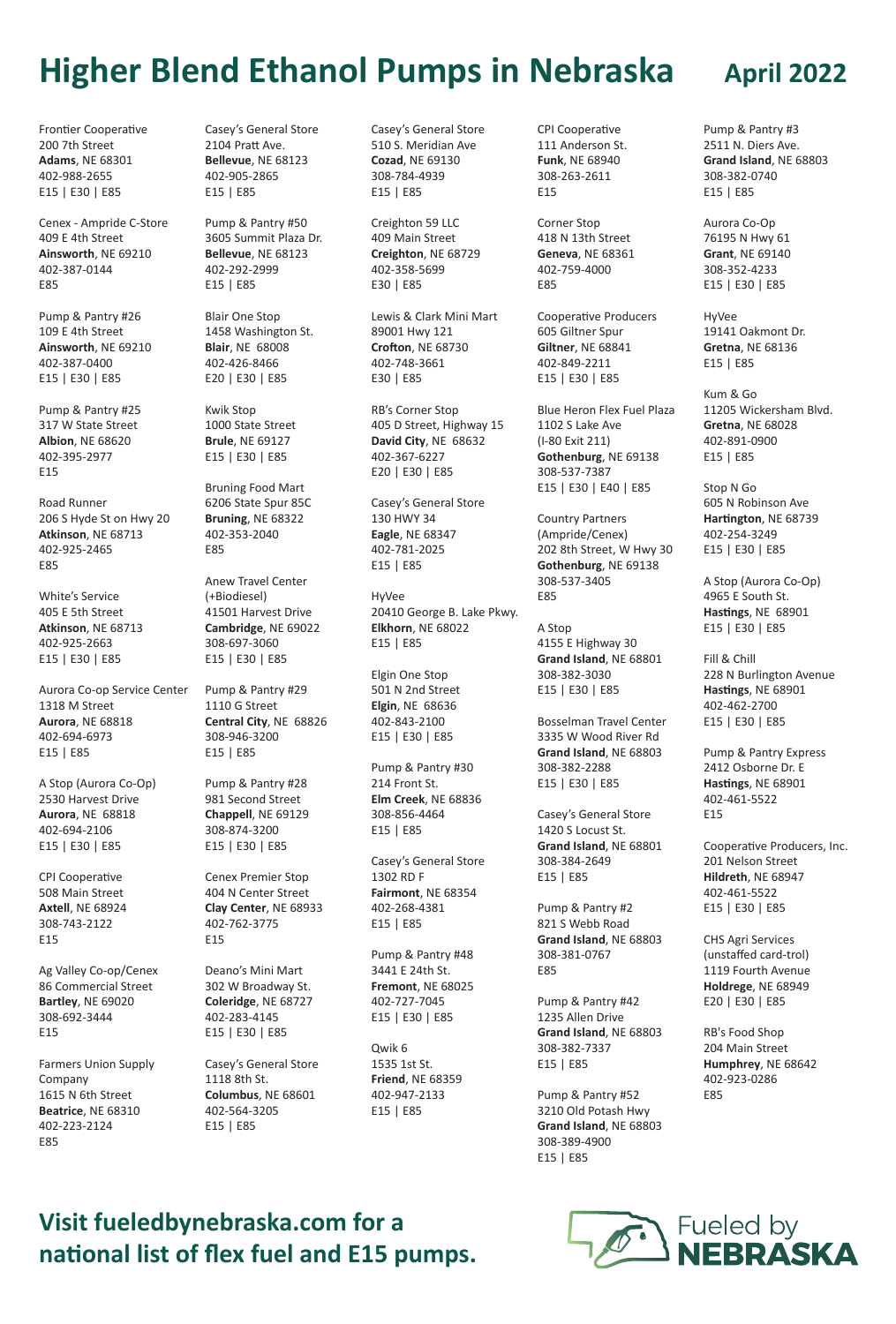# Higher Blend Ethanol Pumps in Nebraska

## April 2022

Frontier Cooperative
200 7th Street
**Adams**, NE 68301
402-988-2655
E15 | E30 | E85

Cenex - Ampride C-Store
409 E 4th Street
**Ainsworth**, NE 69210
402-387-0144
E85

Pump & Pantry #26
109 E 4th Street
**Ainsworth**, NE 69210
402-387-0400
E15 | E30 | E85

Pump & Pantry #25
317 W State Street
**Albion**, NE 68620
402-395-2977
E15

Road Runner
206 S Hyde St on Hwy 20
**Atkinson**, NE 68713
402-925-2465
E85

White's Service
405 E 5th Street
**Atkinson**, NE 68713
402-925-2663
E15 | E30 | E85

Aurora Co-op Service Center
1318 M Street
**Aurora**, NE 68818
402-694-6973
E15 | E85

A Stop (Aurora Co-Op)
2530 Harvest Drive
**Aurora**, NE 68818
402-694-2106
E15 | E30 | E85

CPI Cooperative
508 Main Street
**Axtell**, NE 68924
308-743-2122
E15

Ag Valley Co-op/Cenex
86 Commercial Street
**Bartley**, NE 69020
308-692-3444
E15

Farmers Union Supply Company
1615 N 6th Street
**Beatrice**, NE 68310
402-223-2124
E85

Casey's General Store
2104 Pratt Ave.
**Bellevue**, NE 68123
402-905-2865
E15 | E85

Pump & Pantry #50
3605 Summit Plaza Dr.
**Bellevue**, NE 68123
402-292-2999
E15 | E85

Blair One Stop
1458 Washington St.
**Blair**, NE 68008
402-426-8466
E20 | E30 | E85

Kwik Stop
1000 State Street
**Brule**, NE 69127
308-287-2424
E15 | E30 | E85

Bruning Food Mart
6206 State Spur 85C
**Bruning**, NE 68322
402-353-2040
E85

Anew Travel Center (+Biodiesel)
41501 Harvest Drive
**Cambridge**, NE 69022
308-697-3060
E15 | E30 | E85

Pump & Pantry #29
1110 G Street
**Central City**, NE 68826
308-946-3200
E15 | E85

Pump & Pantry #28
981 Second Street
**Chappell**, NE 69129
308-874-3200
E15 | E30 | E85

Cenex Premier Stop
404 N Center Street
**Clay Center**, NE 68933
402-762-3775
E15

Deano's Mini Mart
302 W Broadway St.
**Coleridge**, NE 68727
402-283-4145
E15 | E30 | E85

Casey's General Store
1118 8th St.
**Columbus**, NE 68601
402-564-3205
E15 | E85

Casey's General Store
510 S. Meridian Ave
**Cozad**, NE 69130
308-784-4939
E15 | E85

Creighton 59 LLC
409 Main Street
**Creighton**, NE 68729
402-358-5699
E30 | E85

Lewis & Clark Mini Mart
89001 Hwy 121
**Crofton**, NE 68730
402-748-3661
E30 | E85

RB's Corner Stop
405 D Street, Highway 15
**David City**, NE 68632
402-367-6227
E20 | E30 | E85

Casey's General Store
130 HWY 34
**Eagle**, NE 68347
402-781-2025
E15 | E85

HyVee
20410 George B. Lake Pkwy.
**Elkhorn**, NE 68022
E15 | E85

Elgin One Stop
501 N 2nd Street
**Elgin**, NE 68636
402-843-2100
E15 | E30 | E85

Pump & Pantry #30
214 Front St.
**Elm Creek**, NE 68836
308-856-4464
E15 | E85

Casey's General Store
1302 RD F
**Fairmont**, NE 68354
402-268-4381
E15 | E85

Pump & Pantry #48
3441 E 24th St.
**Fremont**, NE 68025
402-727-7045
E15 | E30 | E85

Qwik 6
1535 1st St.
**Friend**, NE 68359
402-947-2133
E15 | E85

CPI Cooperative
111 Anderson St.
**Funk**, NE 68940
308-263-2611
E15

Corner Stop
418 N 13th Street
**Geneva**, NE 68361
402-759-4000
E85

Cooperative Producers
605 Giltner Spur
**Giltner**, NE 68841
402-849-2211
E15 | E30 | E85

Blue Heron Flex Fuel Plaza
1102 S Lake Ave
(I-80 Exit 211)
**Gothenburg**, NE 69138
308-537-7387
E15 | E30 | E40 | E85

Country Partners (Ampride/Cenex)
202 8th Street, W Hwy 30
**Gothenburg**, NE 69138
308-537-3405
E85

A Stop
4155 E Highway 30
**Grand Island**, NE 68801
308-382-3030
E15 | E30 | E85

Bosselman Travel Center
3335 W Wood River Rd
**Grand Island**, NE 68803
308-382-2288
E15 | E30 | E85

Casey's General Store
1420 S Locust St.
**Grand Island**, NE 68801
308-384-2649
E15 | E85

Pump & Pantry #2
821 S Webb Road
**Grand Island**, NE 68803
308-381-0767
E85

Pump & Pantry #42
1235 Allen Drive
**Grand Island**, NE 68803
308-382-7337
E15 | E85

Pump & Pantry #52
3210 Old Potash Hwy
**Grand Island**, NE 68803
308-389-4900
E15 | E85

Pump & Pantry #3
2511 N. Diers Ave.
**Grand Island**, NE 68803
308-382-0740
E15 | E85

Aurora Co-Op
76195 N Hwy 61
**Grant**, NE 69140
308-352-4233
E15 | E30 | E85

HyVee
19141 Oakmont Dr.
**Gretna**, NE 68136
E15 | E85

Kum & Go
11205 Wickersham Blvd.
**Gretna**, NE 68028
402-891-0900
E15 | E85

Stop N Go
605 N Robinson Ave
**Hartington**, NE 68739
402-254-3249
E15 | E30 | E85

A Stop (Aurora Co-Op)
4965 E South St.
**Hastings**, NE 68901
E15 | E30 | E85

Fill & Chill
228 N Burlington Avenue
**Hastings**, NE 68901
402-462-2700
E15 | E30 | E85

Pump & Pantry Express
2412 Osborne Dr. E
**Hastings**, NE 68901
402-461-5522
E15

Cooperative Producers, Inc.
201 Nelson Street
**Hildreth**, NE 68947
402-461-5522
E15 | E30 | E85

CHS Agri Services (unstaffed card-trol)
1119 Fourth Avenue
**Holdrege**, NE 68949
E20 | E30 | E85

RB's Food Shop
204 Main Street
**Humphrey**, NE 68642
402-923-0286
E85

**Visit fueledbynebraska.com for a national list of flex fuel and E15 pumps.**

Fueled by **NEBRASKA**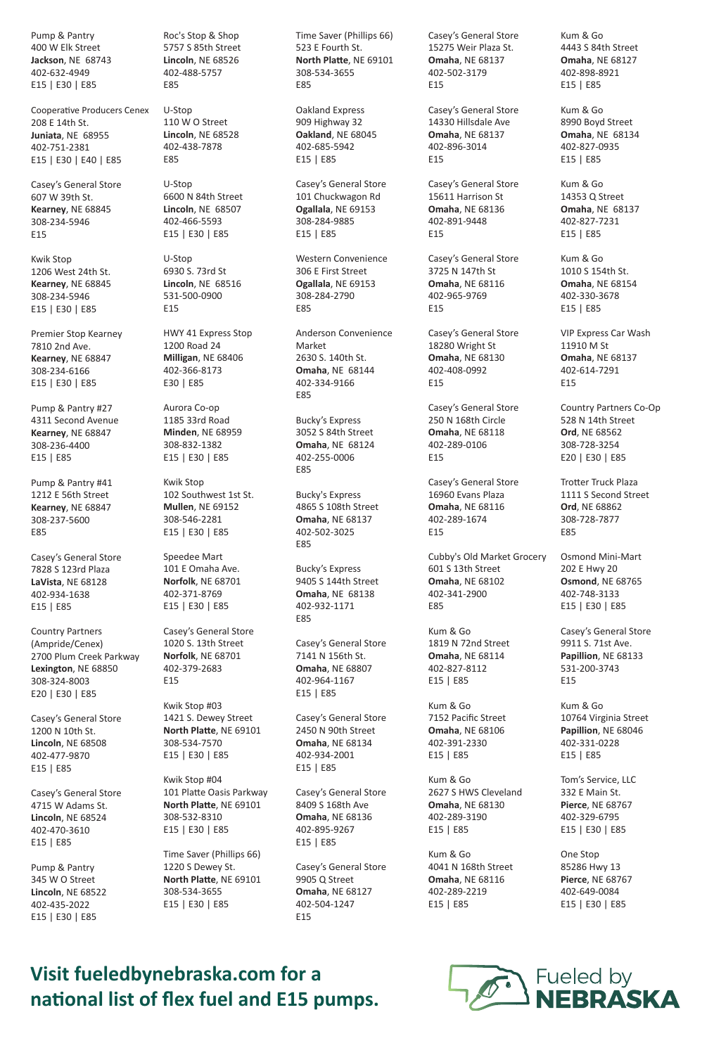Pump & Pantry
400 W Elk Street
**Jackson**, NE 68743
402-632-4949
E15 | E30 | E85

Cooperative Producers Cenex
208 E 14th St.
**Juniata**, NE 68955
402-751-2381
E15 | E30 | E40 | E85

Casey's General Store
607 W 39th St.
**Kearney**, NE 68845
308-234-5946
E15

Kwik Stop
1206 West 24th St.
**Kearney**, NE 68845
308-234-5946
E15 | E30 | E85

Premier Stop Kearney
7810 2nd Ave.
**Kearney**, NE 68847
308-234-6166
E15 | E30 | E85

Pump & Pantry #27
4311 Second Avenue
**Kearney**, NE 68847
308-236-4400
E15 | E85

Pump & Pantry #41
1212 E 56th Street
**Kearney**, NE 68847
308-237-5600
E85

Casey's General Store
7828 S 123rd Plaza
**LaVista**, NE 68128
402-934-1638
E15 | E85

Country Partners (Ampride/Cenex)
2700 Plum Creek Parkway
**Lexington**, NE 68850
308-324-8003
E20 | E30 | E85

Casey's General Store
1200 N 10th St.
**Lincoln**, NE 68508
402-477-9870
E15 | E85

Casey's General Store
4715 W Adams St.
**Lincoln**, NE 68524
402-470-3610
E15 | E85

Pump & Pantry
345 W O Street
**Lincoln**, NE 68522
402-435-2022
E15 | E30 | E85

Roc's Stop & Shop
5757 S 85th Street
**Lincoln**, NE 68526
402-488-5757
E85

U-Stop
110 W O Street
**Lincoln**, NE 68528
402-438-7878
E85

U-Stop
6600 N 84th Street
**Lincoln**, NE 68507
402-466-5593
E15 | E30 | E85

U-Stop
6930 S. 73rd St
**Lincoln**, NE 68516
531-500-0900
E15

HWY 41 Express Stop
1200 Road 24
**Milligan**, NE 68406
402-366-8173
E30 | E85

Aurora Co-op
1185 33rd Road
**Minden**, NE 68959
308-832-1382
E15 | E30 | E85

Kwik Stop
102 Southwest 1st St.
**Mullen**, NE 69152
308-546-2281
E15 | E30 | E85

Speedee Mart
101 E Omaha Ave.
**Norfolk**, NE 68701
402-371-8769
E15 | E30 | E85

Casey's General Store
1020 S. 13th Street
**Norfolk**, NE 68701
402-379-2683
E15

Kwik Stop #03
1421 S. Dewey Street
**North Platte**, NE 69101
308-534-7570
E15 | E30 | E85

Kwik Stop #04
101 Platte Oasis Parkway
**North Platte**, NE 69101
308-532-8310
E15 | E30 | E85

Time Saver (Phillips 66)
1220 S Dewey St.
**North Platte**, NE 69101
308-534-3655
E15 | E30 | E85

Time Saver (Phillips 66)
523 E Fourth St.
**North Platte**, NE 69101
308-534-3655
E85

Oakland Express
909 Highway 32
**Oakland**, NE 68045
402-685-5942
E15 | E85

Casey's General Store
101 Chuckwagon Rd
**Ogallala**, NE 69153
308-284-9885
E15 | E85

Western Convenience
306 E First Street
**Ogallala**, NE 69153
308-284-2790
E85

Anderson Convenience Market
2630 S. 140th St.
**Omaha**, NE 68144
402-334-9166
E85

Bucky's Express
3052 S 84th Street
**Omaha**, NE 68124
402-255-0006
E85

Bucky's Express
4865 S 108th Street
**Omaha**, NE 68137
402-502-3025
E85

Bucky's Express
9405 S 144th Street
**Omaha**, NE 68138
402-932-1171
E85

Casey's General Store
7141 N 156th St.
**Omaha**, NE 68807
402-964-1167
E15 | E85

Casey's General Store
2450 N 90th Street
**Omaha**, NE 68134
402-934-2001
E15 | E85

Casey's General Store
8409 S 168th Ave
**Omaha**, NE 68136
402-895-9267
E15 | E85

Casey's General Store
9905 Q Street
**Omaha**, NE 68127
402-504-1247
E15

Casey's General Store
15275 Weir Plaza St.
**Omaha**, NE 68137
402-502-3179
E15

Casey's General Store
14330 Hillsdale Ave
**Omaha**, NE 68137
402-896-3014
E15

Casey's General Store
15611 Harrison St
**Omaha**, NE 68136
402-891-9448
E15

Casey's General Store
3725 N 147th St
**Omaha**, NE 68116
402-965-9769
E15

Casey's General Store
18280 Wright St
**Omaha**, NE 68130
402-408-0992
E15

Casey's General Store
250 N 168th Circle
**Omaha**, NE 68118
402-289-0106
E15

Casey's General Store
16960 Evans Plaza
**Omaha**, NE 68116
402-289-1674
E15

Cubby's Old Market Grocery
601 S 13th Street
**Omaha**, NE 68102
402-341-2900
E85

Kum & Go
1819 N 72nd Street
**Omaha**, NE 68114
402-827-8112
E15 | E85

Kum & Go
7152 Pacific Street
**Omaha**, NE 68106
402-391-2330
E15 | E85

Kum & Go
2627 S HWS Cleveland
**Omaha**, NE 68130
402-289-3190
E15 | E85

Kum & Go
4041 N 168th Street
**Omaha**, NE 68116
402-289-2219
E15 | E85

Kum & Go
4443 S 84th Street
**Omaha**, NE 68127
402-898-8921
E15 | E85

Kum & Go
8990 Boyd Street
**Omaha**, NE 68134
402-827-0935
E15 | E85

Kum & Go
14353 Q Street
**Omaha**, NE 68137
402-827-7231
E15 | E85

Kum & Go
1010 S 154th St.
**Omaha**, NE 68154
402-330-3678
E15 | E85

VIP Express Car Wash
11910 M St
**Omaha**, NE 68137
402-614-7291
E15

Country Partners Co-Op
528 N 14th Street
**Ord**, NE 68562
308-728-3254
E20 | E30 | E85

Trotter Truck Plaza
1111 S Second Street
**Ord**, NE 68862
308-728-7877
E85

Osmond Mini-Mart
202 E Hwy 20
**Osmond**, NE 68765
402-748-3133
E15 | E30 | E85

Casey's General Store
9911 S. 71st Ave.
**Papillion**, NE 68133
531-200-3743
E15

Kum & Go
10764 Virginia Street
**Papillion**, NE 68046
402-331-0228
E15 | E85

Tom's Service, LLC
332 E Main St.
**Pierce**, NE 68767
402-329-6795
E15 | E30 | E85

One Stop
85286 Hwy 13
**Pierce**, NE 68767
402-649-0084
E15 | E30 | E85

**Visit fueledbynebraska.com for a national list of flex fuel and E15 pumps.**

Fueled by **NEBRASKA**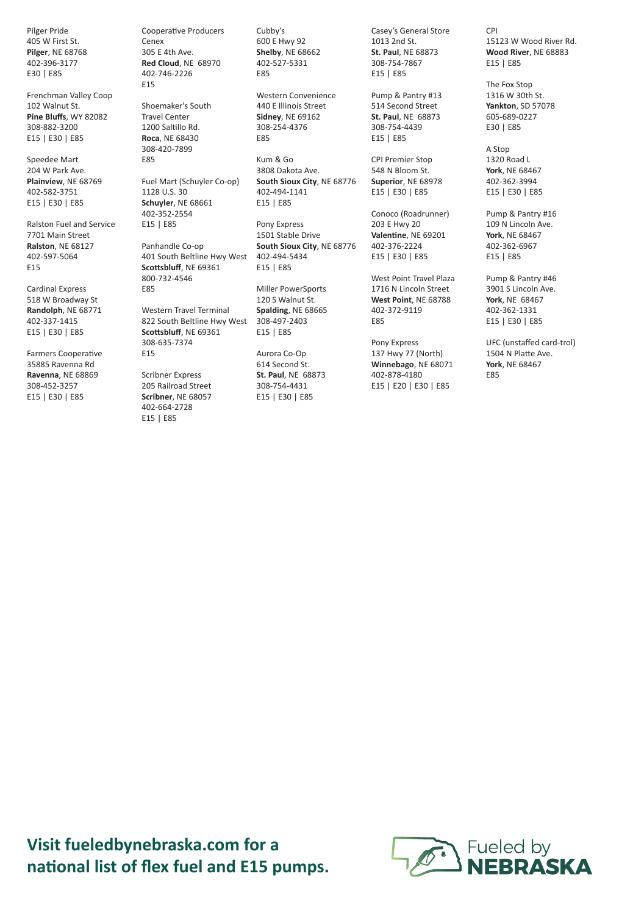Pilger Pride
405 W First St.
**Pilger**, NE 68768
402-396-3177
E30 | E85

Frenchman Valley Coop
102 Walnut St.
**Pine Bluffs**, WY 82082
308-882-3200
E15 | E30 | E85

Speedee Mart
204 W Park Ave.
**Plainview**, NE 68769
402-582-3751
E15 | E30 | E85

Ralston Fuel and Service
7701 Main Street
**Ralston**, NE 68127
402-597-5064
E15

Cardinal Express
518 W Broadway St
**Randolph**, NE 68771
402-337-1415
E15 | E30 | E85

Farmers Cooperative
35885 Ravenna Rd
**Ravenna**, NE 68869
308-452-3257
E15 | E30 | E85

Cooperative Producers Cenex
305 E 4th Ave.
**Red Cloud**, NE 68970
402-746-2226
E15

Shoemaker's South Travel Center
1200 Saltillo Rd.
**Roca**, NE 68430
308-420-7899
E85

Fuel Mart (Schuyler Co-op)
1128 U.S. 30
**Schuyler**, NE 68661
402-352-2554
E15 | E85

Panhandle Co-op
401 South Beltline Hwy West
**Scottsbluff**, NE 69361
800-732-4546
E85

Western Travel Terminal
822 South Beltline Hwy West
**Scottsbluff**, NE 69361
308-635-7374
E15

Scribner Express
205 Railroad Street
**Scribner**, NE 68057
402-664-2728
E15 | E85

Cubby's
600 E Hwy 92
**Shelby**, NE 68662
402-527-5331
E85

Western Convenience
440 E Illinois Street
**Sidney**, NE 69162
308-254-4376
E85

Kum & Go
3808 Dakota Ave.
**South Sioux City**, NE 68776
402-494-1141
E15 | E85

Pony Express
1501 Stable Drive
**South Sioux City**, NE 68776
402-494-5434
E15 | E85

Miller PowerSports
120 S Walnut St.
**Spalding**, NE 68665
308-497-2403
E15 | E85

Aurora Co-Op
614 Second St.
**St. Paul**, NE 68873
308-754-4431
E15 | E30 | E85

Casey's General Store
1013 2nd St.
**St. Paul**, NE 68873
308-754-7867
E15 | E85

Pump & Pantry #13
514 Second Street
**St. Paul**, NE 68873
308-754-4439
E15 | E85

CPI Premier Stop
548 N Bloom St.
**Superior**, NE 68978
E15 | E30 | E85

Conoco (Roadrunner)
203 E Hwy 20
**Valentine**, NE 69201
402-376-2224
E15 | E30 | E85

West Point Travel Plaza
1716 N Lincoln Street
**West Point**, NE 68788
402-372-9119
E85

Pony Express
137 Hwy 77 (North)
**Winnebago**, NE 68071
402-878-4180
E15 | E20 | E30 | E85

CPI
15123 W Wood River Rd.
**Wood River**, NE 68883
E15 | E85

The Fox Stop
1316 W 30th St.
**Yankton**, SD 57078
605-689-0227
E30 | E85

A Stop
1320 Road L
**York**, NE 68467
402-362-3994
E15 | E30 | E85

Pump & Pantry #16
109 N Lincoln Ave.
**York**, NE 68467
402-362-6967
E15 | E85

Pump & Pantry #46
3901 S Lincoln Ave.
**York**, NE 68467
402-362-1331
E15 | E30 | E85

UFC (unstaffed card-trol)
1504 N Platte Ave.
**York**, NE 68467
E85

**Visit fueledbynebraska.com for a national list of flex fuel and E15 pumps.**

Fueled by **NEBRASKA**